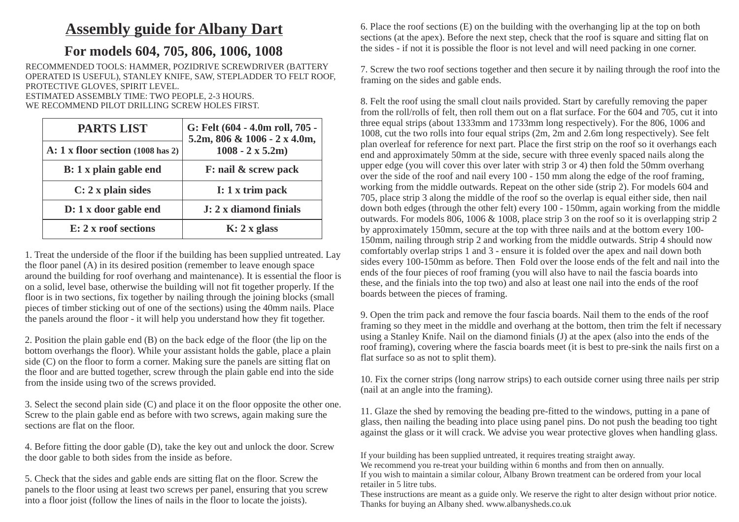# Assembly guide for Albany Dart

## For models 604, 705, 806, 1006, 1008

RECOMMENDED TOOLS: HAMMER, POZIDRIVE SCREWDRIVER (BATTERY OPERATED IS USEFUL), STANLEY KNIFE, SAW, STEPLADDER TO FELT ROOF, PROTECTIVE GLOVES, SPIRIT LEVEL.
ESTIMATED ASSEMBLY TIME: TWO PEOPLE, 2-3 HOURS.
WE RECOMMEND PILOT DRILLING SCREW HOLES FIRST.

| PARTS LIST | G: Felt (604 - 4.0m roll, 705 - 5.2m, 806 & 1006 - 2 x 4.0m, 1008 - 2 x 5.2m) |
|---|---|
| A: 1 x floor section (1008 has 2) | |
| B: 1 x plain gable end | F: nail & screw pack |
| C: 2 x plain sides | I: 1 x trim pack |
| D: 1 x door gable end | J: 2 x diamond finials |
| E: 2 x roof sections | K: 2 x glass |

1. Treat the underside of the floor if the building has been supplied untreated. Lay the floor panel (A) in its desired position (remember to leave enough space around the building for roof overhang and maintenance). It is essential the floor is on a solid, level base, otherwise the building will not fit together properly. If the floor is in two sections, fix together by nailing through the joining blocks (small pieces of timber sticking out of one of the sections) using the 40mm nails. Place the panels around the floor - it will help you understand how they fit together.

2. Position the plain gable end (B) on the back edge of the floor (the lip on the bottom overhangs the floor). While your assistant holds the gable, place a plain side (C) on the floor to form a corner. Making sure the panels are sitting flat on the floor and are butted together, screw through the plain gable end into the side from the inside using two of the screws provided.

3. Select the second plain side (C) and place it on the floor opposite the other one. Screw to the plain gable end as before with two screws, again making sure the sections are flat on the floor.

4. Before fitting the door gable (D), take the key out and unlock the door. Screw the door gable to both sides from the inside as before.

5. Check that the sides and gable ends are sitting flat on the floor. Screw the panels to the floor using at least two screws per panel, ensuring that you screw into a floor joist (follow the lines of nails in the floor to locate the joists).

6. Place the roof sections (E) on the building with the overhanging lip at the top on both sections (at the apex). Before the next step, check that the roof is square and sitting flat on the sides - if not it is possible the floor is not level and will need packing in one corner.

7. Screw the two roof sections together and then secure it by nailing through the roof into the framing on the sides and gable ends.

8. Felt the roof using the small clout nails provided. Start by carefully removing the paper from the roll/rolls of felt, then roll them out on a flat surface. For the 604 and 705, cut it into three equal strips (about 1333mm and 1733mm long respectively). For the 806, 1006 and 1008, cut the two rolls into four equal strips (2m, 2m and 2.6m long respectively). See felt plan overleaf for reference for next part. Place the first strip on the roof so it overhangs each end and approximately 50mm at the side, secure with three evenly spaced nails along the upper edge (you will cover this over later with strip 3 or 4) then fold the 50mm overhang over the side of the roof and nail every 100 - 150 mm along the edge of the roof framing, working from the middle outwards. Repeat on the other side (strip 2). For models 604 and 705, place strip 3 along the middle of the roof so the overlap is equal either side, then nail down both edges (through the other felt) every 100 - 150mm, again working from the middle outwards. For models 806, 1006 & 1008, place strip 3 on the roof so it is overlapping strip 2 by approximately 150mm, secure at the top with three nails and at the bottom every 100-150mm, nailing through strip 2 and working from the middle outwards. Strip 4 should now comfortably overlap strips 1 and 3 - ensure it is folded over the apex and nail down both sides every 100-150mm as before. Then Fold over the loose ends of the felt and nail into the ends of the four pieces of roof framing (you will also have to nail the fascia boards into these, and the finials into the top two) and also at least one nail into the ends of the roof boards between the pieces of framing.

9. Open the trim pack and remove the four fascia boards. Nail them to the ends of the roof framing so they meet in the middle and overhang at the bottom, then trim the felt if necessary using a Stanley Knife. Nail on the diamond finials (J) at the apex (also into the ends of the roof framing), covering where the fascia boards meet (it is best to pre-sink the nails first on a flat surface so as not to split them).

10. Fix the corner strips (long narrow strips) to each outside corner using three nails per strip (nail at an angle into the framing).

11. Glaze the shed by removing the beading pre-fitted to the windows, putting in a pane of glass, then nailing the beading into place using panel pins. Do not push the beading too tight against the glass or it will crack. We advise you wear protective gloves when handling glass.

If your building has been supplied untreated, it requires treating straight away.
We recommend you re-treat your building within 6 months and from then on annually.
If you wish to maintain a similar colour, Albany Brown treatment can be ordered from your local retailer in 5 litre tubs.
These instructions are meant as a guide only. We reserve the right to alter design without prior notice.
Thanks for buying an Albany shed. www.albanysheds.co.uk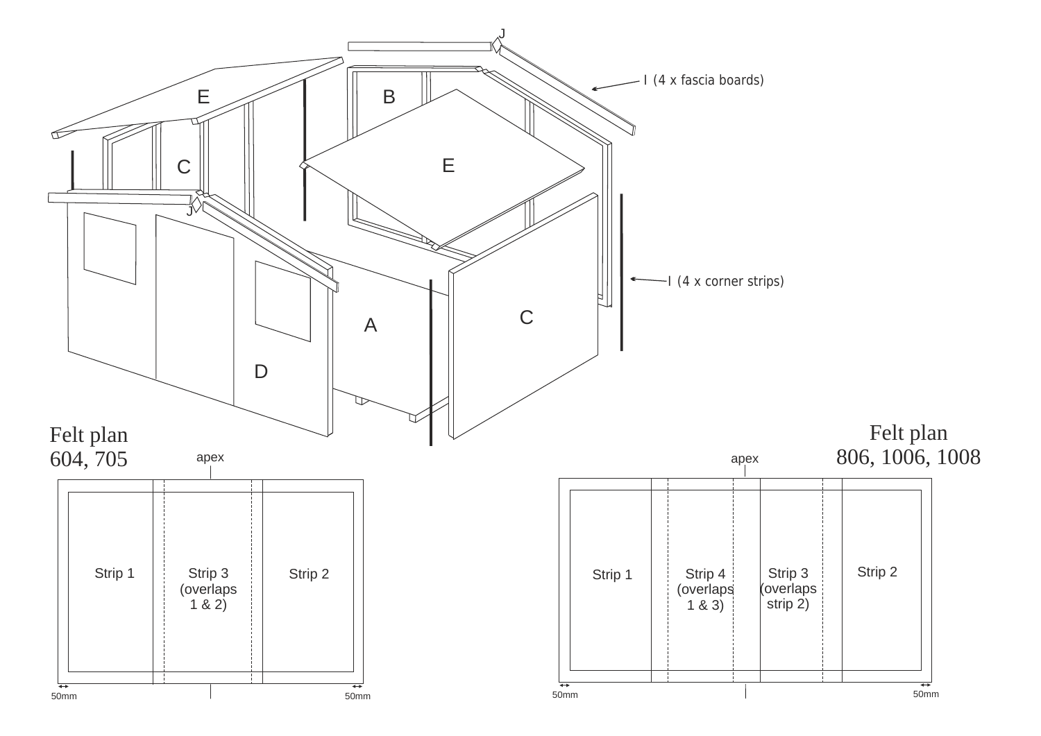J

I (4 x fascia boards)

E

B

C

E

J

I (4 x corner strips)

C

A

D

## Felt plan 604, 705

apex

Strip 1

Strip 3 (overlaps 1 & 2)

Strip 2

50mm

50mm

## Felt plan 806, 1006, 1008

apex

Strip 1

Strip 4 (overlaps 1 & 3)

Strip 3 (overlaps strip 2)

Strip 2

50mm

50mm